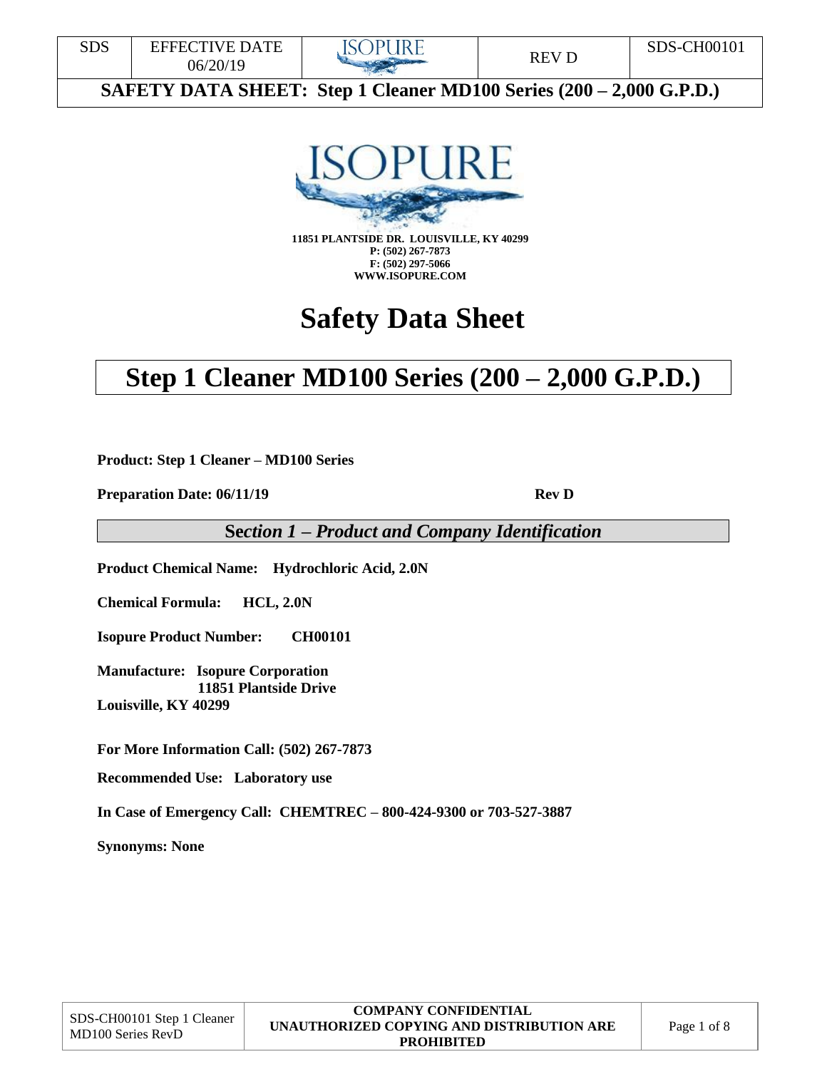ISOPURE

**11851 PLANTSIDE DR. LOUISVILLE, KY 40299**
**P: (502) 267-7873**
**F: (502) 297-5066**
**WWW.ISOPURE.COM**

# Safety Data Sheet

# Step 1 Cleaner MD100 Series (200 – 2,000 G.P.D.)

**Product: Step 1 Cleaner – MD100 Series**

**Preparation Date: 06/11/19** **Rev D**

## *Section 1 – Product and Company Identification*

**Product Chemical Name: Hydrochloric Acid, 2.0N**

**Chemical Formula: HCL, 2.0N**

**Isopure Product Number: CH00101**

**Manufacture: Isopure Corporation**
**11851 Plantside Drive**
**Louisville, KY 40299**

**For More Information Call: (502) 267-7873**

**Recommended Use: Laboratory use**

**In Case of Emergency Call: CHEMTREC – 800-424-9300 or 703-527-3887**

**Synonyms: None**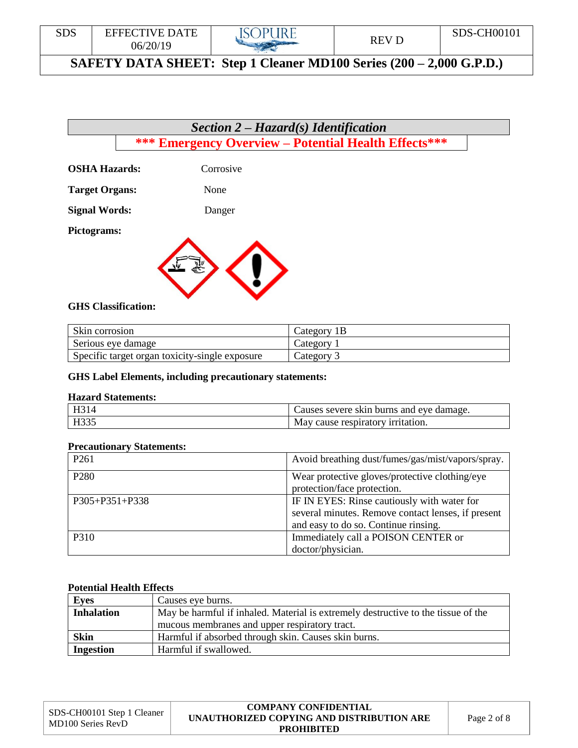## *Section 2 – Hazard(s) Identification*

### \*\*\* Emergency Overview – Potential Health Effects\*\*\*

**OSHA Hazards:** Corrosive

**Target Organs:** None

**Signal Words:** Danger

**Pictograms:**

**GHS Classification:**

| Skin corrosion | Category 1B |
|---|---|
| Serious eye damage | Category 1 |
| Specific target organ toxicity-single exposure | Category 3 |

**GHS Label Elements, including precautionary statements:**

**Hazard Statements:**

| H314 | Causes severe skin burns and eye damage. |
|---|---|
| H335 | May cause respiratory irritation. |

**Precautionary Statements:**

| P261 | Avoid breathing dust/fumes/gas/mist/vapors/spray. |
|---|---|
| P280 | Wear protective gloves/protective clothing/eye protection/face protection. |
| P305+P351+P338 | IF IN EYES: Rinse cautiously with water for several minutes. Remove contact lenses, if present and easy to do so. Continue rinsing. |
| P310 | Immediately call a POISON CENTER or doctor/physician. |

**Potential Health Effects**

| **Eyes** | Causes eye burns. |
|---|---|
| **Inhalation** | May be harmful if inhaled. Material is extremely destructive to the tissue of the mucous membranes and upper respiratory tract. |
| **Skin** | Harmful if absorbed through skin. Causes skin burns. |
| **Ingestion** | Harmful if swallowed. |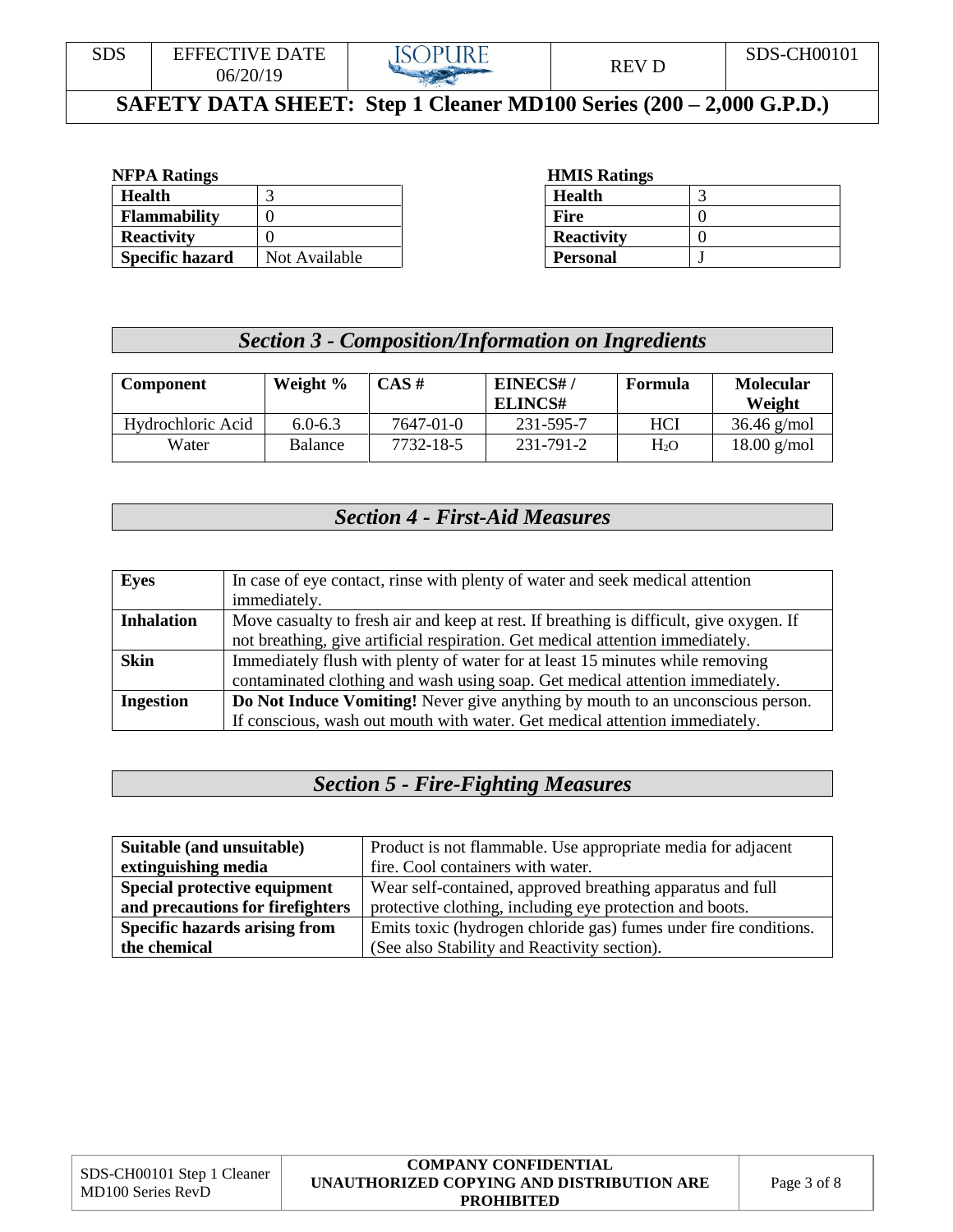**NFPA Ratings**

| Health | 3 |
|---|---|
| Flammability | 0 |
| Reactivity | 0 |
| Specific hazard | Not Available |

**HMIS Ratings**

| Health | 3 |
|---|---|
| Fire | 0 |
| Reactivity | 0 |
| Personal | J |

## *Section 3 - Composition/Information on Ingredients*

| Component | Weight % | CAS # | EINECS# / ELINCS# | Formula | Molecular Weight |
|---|---|---|---|---|---|
| Hydrochloric Acid | 6.0-6.3 | 7647-01-0 | 231-595-7 | HCl | 36.46 g/mol |
| Water | Balance | 7732-18-5 | 231-791-2 | $H_2O$ | 18.00 g/mol |

## *Section 4 - First-Aid Measures*

| | |
|---|---|
| **Eyes** | In case of eye contact, rinse with plenty of water and seek medical attention immediately. |
| **Inhalation** | Move casualty to fresh air and keep at rest. If breathing is difficult, give oxygen. If not breathing, give artificial respiration. Get medical attention immediately. |
| **Skin** | Immediately flush with plenty of water for at least 15 minutes while removing contaminated clothing and wash using soap. Get medical attention immediately. |
| **Ingestion** | **Do Not Induce Vomiting!** Never give anything by mouth to an unconscious person. If conscious, wash out mouth with water. Get medical attention immediately. |

## *Section 5 - Fire-Fighting Measures*

| | |
|---|---|
| **Suitable (and unsuitable) extinguishing media** | Product is not flammable. Use appropriate media for adjacent fire. Cool containers with water. |
| **Special protective equipment and precautions for firefighters** | Wear self-contained, approved breathing apparatus and full protective clothing, including eye protection and boots. |
| **Specific hazards arising from the chemical** | Emits toxic (hydrogen chloride gas) fumes under fire conditions. (See also Stability and Reactivity section). |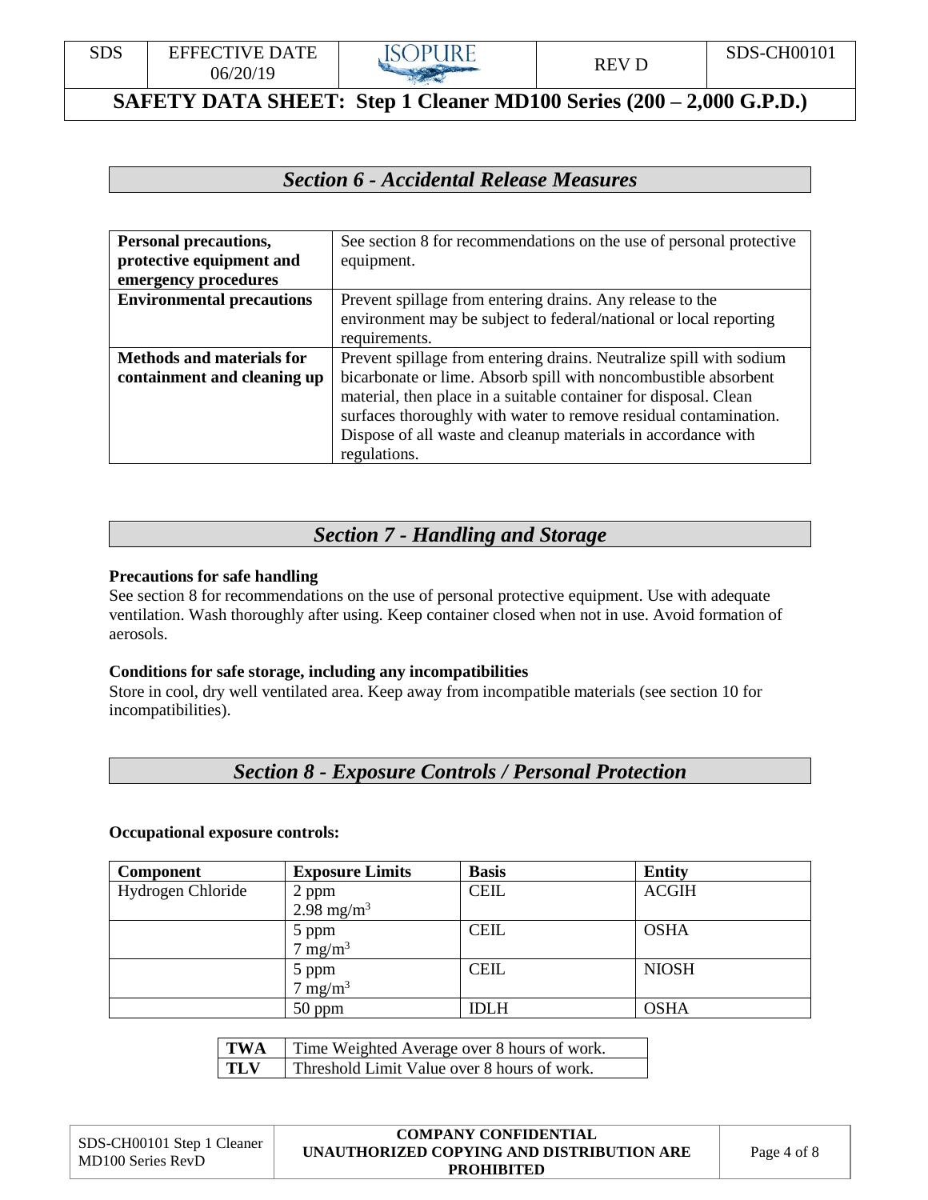## *Section 6 - Accidental Release Measures*

| | |
|---|---|
| **Personal precautions, protective equipment and emergency procedures** | See section 8 for recommendations on the use of personal protective equipment. |
| **Environmental precautions** | Prevent spillage from entering drains. Any release to the environment may be subject to federal/national or local reporting requirements. |
| **Methods and materials for containment and cleaning up** | Prevent spillage from entering drains. Neutralize spill with sodium bicarbonate or lime. Absorb spill with noncombustible absorbent material, then place in a suitable container for disposal. Clean surfaces thoroughly with water to remove residual contamination. Dispose of all waste and cleanup materials in accordance with regulations. |

## *Section 7 - Handling and Storage*

**Precautions for safe handling**

See section 8 for recommendations on the use of personal protective equipment. Use with adequate ventilation. Wash thoroughly after using. Keep container closed when not in use. Avoid formation of aerosols.

**Conditions for safe storage, including any incompatibilities**

Store in cool, dry well ventilated area. Keep away from incompatible materials (see section 10 for incompatibilities).

## *Section 8 - Exposure Controls / Personal Protection*

**Occupational exposure controls:**

| Component | Exposure Limits | Basis | Entity |
|---|---|---|---|
| Hydrogen Chloride | 2 ppm<br>2.98 $mg/m^3$ | CEIL | ACGIH |
| | 5 ppm<br>7 $mg/m^3$ | CEIL | OSHA |
| | 5 ppm<br>7 $mg/m^3$ | CEIL | NIOSH |
| | 50 ppm | IDLH | OSHA |

| | |
|---|---|
| **TWA** | Time Weighted Average over 8 hours of work. |
| **TLV** | Threshold Limit Value over 8 hours of work. |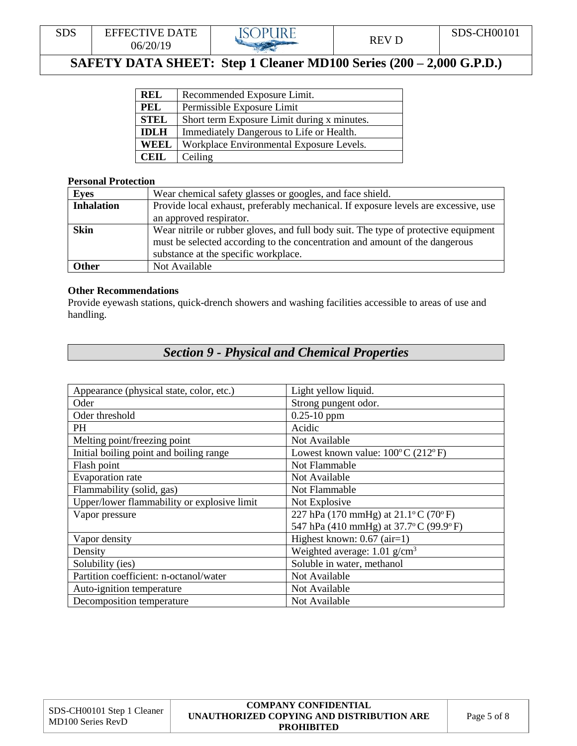| | |
|---|---|
| **REL** | Recommended Exposure Limit. |
| **PEL** | Permissible Exposure Limit |
| **STEL** | Short term Exposure Limit during x minutes. |
| **IDLH** | Immediately Dangerous to Life or Health. |
| **WEEL** | Workplace Environmental Exposure Levels. |
| **CEIL** | Ceiling |

**Personal Protection**

| | |
|---|---|
| **Eyes** | Wear chemical safety glasses or googles, and face shield. |
| **Inhalation** | Provide local exhaust, preferably mechanical. If exposure levels are excessive, use an approved respirator. |
| **Skin** | Wear nitrile or rubber gloves, and full body suit. The type of protective equipment must be selected according to the concentration and amount of the dangerous substance at the specific workplace. |
| **Other** | Not Available |

**Other Recommendations**

Provide eyewash stations, quick-drench showers and washing facilities accessible to areas of use and handling.

## *Section 9 - Physical and Chemical Properties*

| | |
|---|---|
| Appearance (physical state, color, etc.) | Light yellow liquid. |
| Oder | Strong pungent odor. |
| Oder threshold | 0.25-10 ppm |
| PH | Acidic |
| Melting point/freezing point | Not Available |
| Initial boiling point and boiling range | Lowest known value: 100°C (212°F) |
| Flash point | Not Flammable |
| Evaporation rate | Not Available |
| Flammability (solid, gas) | Not Flammable |
| Upper/lower flammability or explosive limit | Not Explosive |
| Vapor pressure | 227 hPa (170 mmHg) at 21.1°C (70°F)<br>547 hPa (410 mmHg) at 37.7°C (99.9°F) |
| Vapor density | Highest known: 0.67 (air=1) |
| Density | Weighted average: 1.01 g/cm$^3$ |
| Solubility (ies) | Soluble in water, methanol |
| Partition coefficient: n-octanol/water | Not Available |
| Auto-ignition temperature | Not Available |
| Decomposition temperature | Not Available |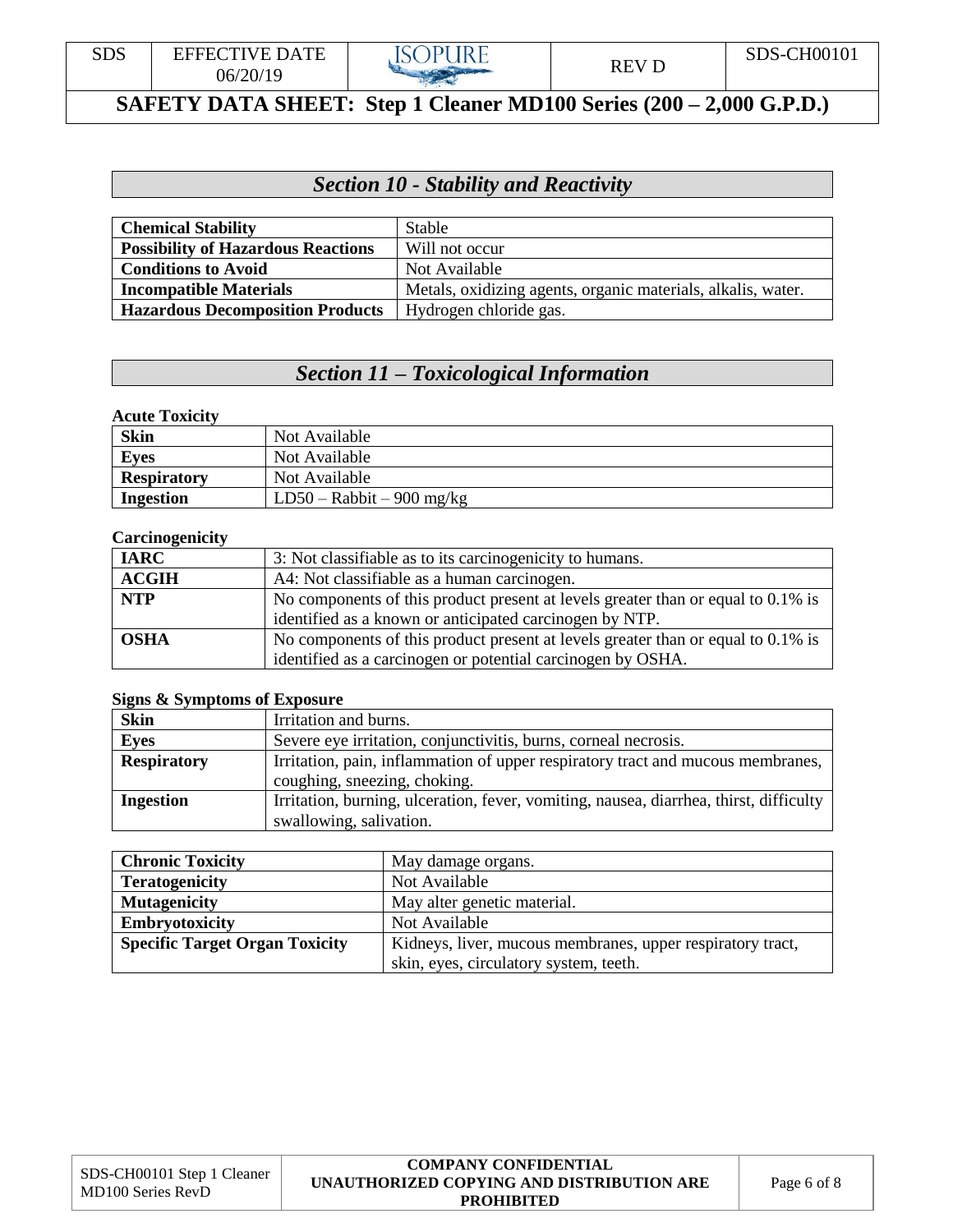## *Section 10 - Stability and Reactivity*

| **Chemical Stability** | Stable |
|---|---|
| **Possibility of Hazardous Reactions** | Will not occur |
| **Conditions to Avoid** | Not Available |
| **Incompatible Materials** | Metals, oxidizing agents, organic materials, alkalis, water. |
| **Hazardous Decomposition Products** | Hydrogen chloride gas. |

## *Section 11 – Toxicological Information*

**Acute Toxicity**

| **Skin** | Not Available |
|---|---|
| **Eyes** | Not Available |
| **Respiratory** | Not Available |
| **Ingestion** | LD50 – Rabbit – 900 mg/kg |

**Carcinogenicity**

| **IARC** | 3: Not classifiable as to its carcinogenicity to humans. |
|---|---|
| **ACGIH** | A4: Not classifiable as a human carcinogen. |
| **NTP** | No components of this product present at levels greater than or equal to 0.1% is identified as a known or anticipated carcinogen by NTP. |
| **OSHA** | No components of this product present at levels greater than or equal to 0.1% is identified as a carcinogen or potential carcinogen by OSHA. |

**Signs & Symptoms of Exposure**

| **Skin** | Irritation and burns. |
|---|---|
| **Eyes** | Severe eye irritation, conjunctivitis, burns, corneal necrosis. |
| **Respiratory** | Irritation, pain, inflammation of upper respiratory tract and mucous membranes, coughing, sneezing, choking. |
| **Ingestion** | Irritation, burning, ulceration, fever, vomiting, nausea, diarrhea, thirst, difficulty swallowing, salivation. |

| **Chronic Toxicity** | May damage organs. |
|---|---|
| **Teratogenicity** | Not Available |
| **Mutagenicity** | May alter genetic material. |
| **Embryotoxicity** | Not Available |
| **Specific Target Organ Toxicity** | Kidneys, liver, mucous membranes, upper respiratory tract, skin, eyes, circulatory system, teeth. |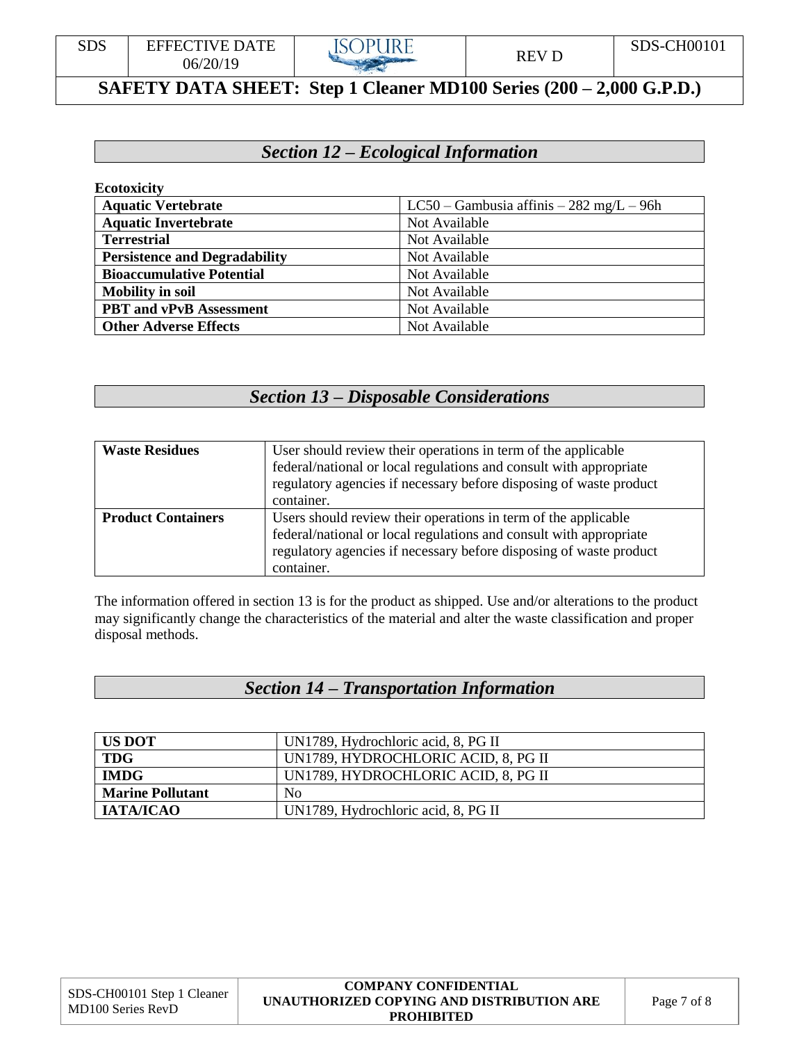## *Section 12 – Ecological Information*

**Ecotoxicity**

| | |
|---|---|
| **Aquatic Vertebrate** | LC50 – Gambusia affinis – 282 mg/L – 96h |
| **Aquatic Invertebrate** | Not Available |
| **Terrestrial** | Not Available |
| **Persistence and Degradability** | Not Available |
| **Bioaccumulative Potential** | Not Available |
| **Mobility in soil** | Not Available |
| **PBT and vPvB Assessment** | Not Available |
| **Other Adverse Effects** | Not Available |

## *Section 13 – Disposable Considerations*

| | |
|---|---|
| **Waste Residues** | User should review their operations in term of the applicable federal/national or local regulations and consult with appropriate regulatory agencies if necessary before disposing of waste product container. |
| **Product Containers** | Users should review their operations in term of the applicable federal/national or local regulations and consult with appropriate regulatory agencies if necessary before disposing of waste product container. |

The information offered in section 13 is for the product as shipped. Use and/or alterations to the product may significantly change the characteristics of the material and alter the waste classification and proper disposal methods.

## *Section 14 – Transportation Information*

| | |
|---|---|
| **US DOT** | UN1789, Hydrochloric acid, 8, PG II |
| **TDG** | UN1789, HYDROCHLORIC ACID, 8, PG II |
| **IMDG** | UN1789, HYDROCHLORIC ACID, 8, PG II |
| **Marine Pollutant** | No |
| **IATA/ICAO** | UN1789, Hydrochloric acid, 8, PG II |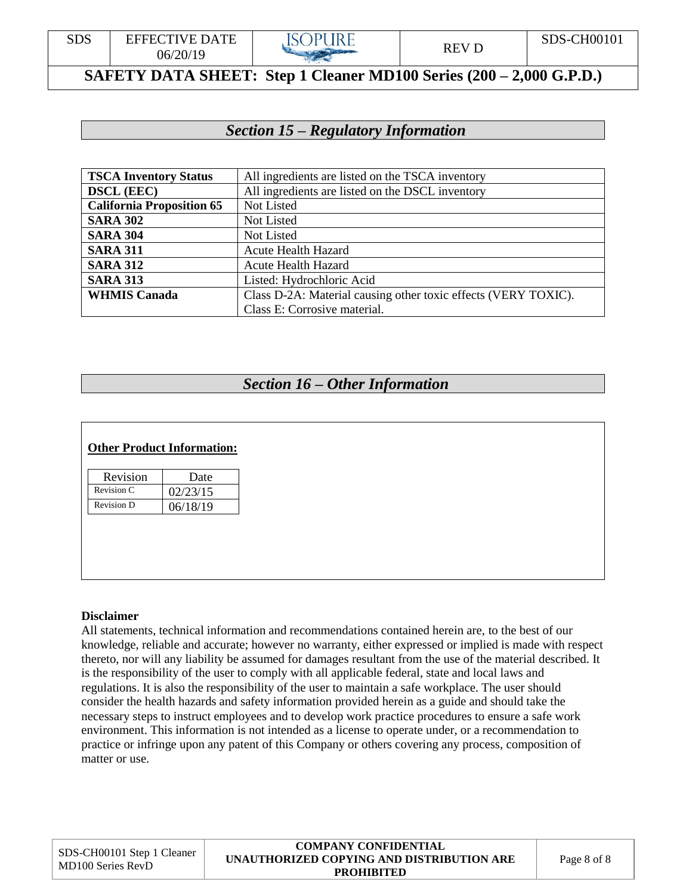## *Section 15 – Regulatory Information*

| | |
|---|---|
| **TSCA Inventory Status** | All ingredients are listed on the TSCA inventory |
| **DSCL (EEC)** | All ingredients are listed on the DSCL inventory |
| **California Proposition 65** | Not Listed |
| **SARA 302** | Not Listed |
| **SARA 304** | Not Listed |
| **SARA 311** | Acute Health Hazard |
| **SARA 312** | Acute Health Hazard |
| **SARA 313** | Listed: Hydrochloric Acid |
| **WHMIS Canada** | Class D-2A: Material causing other toxic effects (VERY TOXIC). Class E: Corrosive material. |

## *Section 16 – Other Information*

**Other Product Information:**

| Revision | Date |
|---|---|
| Revision C | 02/23/15 |
| Revision D | 06/18/19 |

**Disclaimer**

All statements, technical information and recommendations contained herein are, to the best of our knowledge, reliable and accurate; however no warranty, either expressed or implied is made with respect thereto, nor will any liability be assumed for damages resultant from the use of the material described. It is the responsibility of the user to comply with all applicable federal, state and local laws and regulations. It is also the responsibility of the user to maintain a safe workplace. The user should consider the health hazards and safety information provided herein as a guide and should take the necessary steps to instruct employees and to develop work practice procedures to ensure a safe work environment. This information is not intended as a license to operate under, or a recommendation to practice or infringe upon any patent of this Company or others covering any process, composition of matter or use.